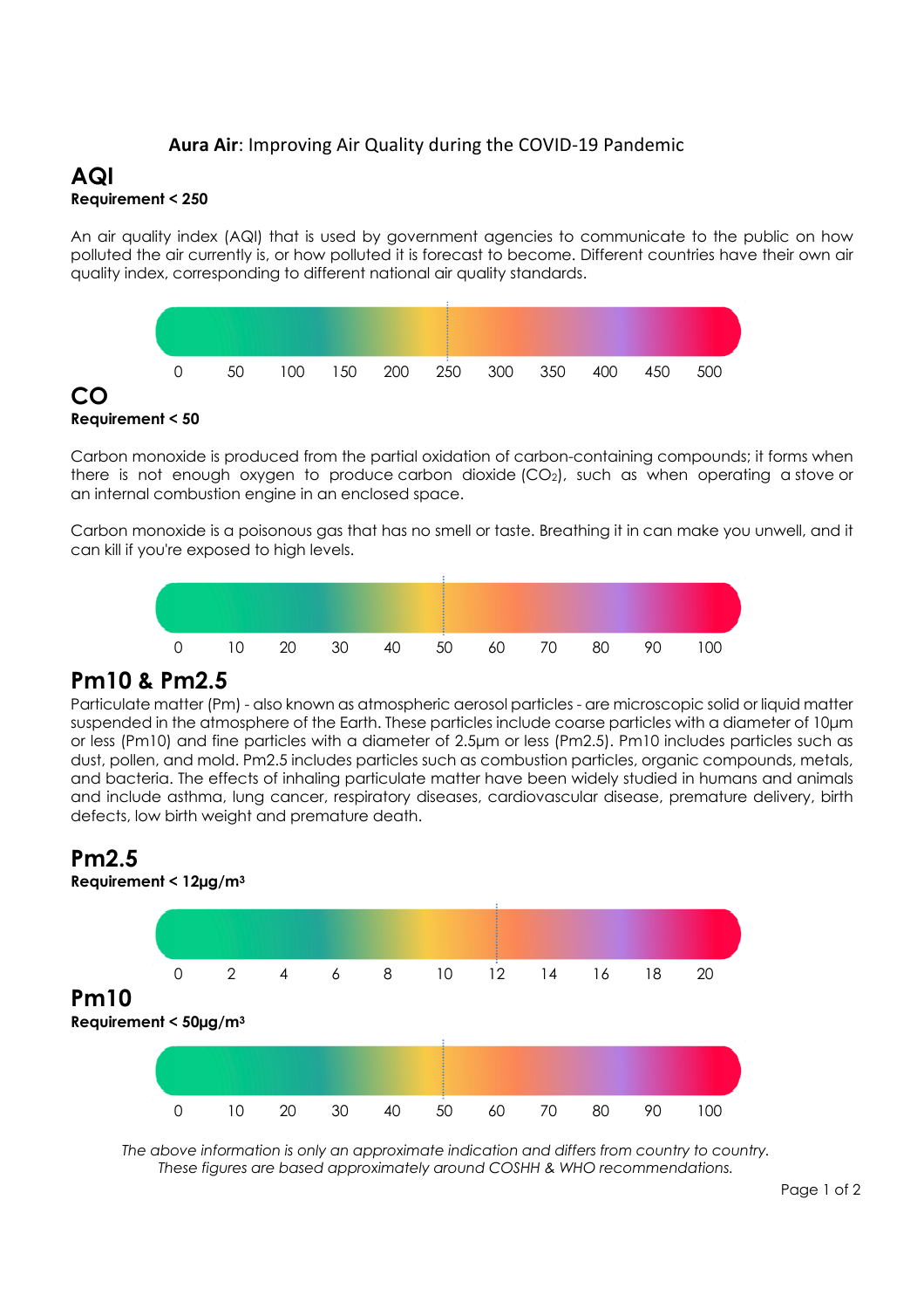**Aura Air**: Improving Air Quality during the COVID-19 Pandemic

## AQI

**Requirement < 250**

An air quality index (AQI) that is used by government agencies to communicate to the public on how polluted the air currently is, or how polluted it is forecast to become. Different countries have their own air quality index, corresponding to different national air quality standards.

0 50 100 150 200 250 300 350 400 450 500

## CO

**Requirement < 50**

Carbon monoxide is produced from the partial oxidation of carbon-containing compounds; it forms when there is not enough oxygen to produce carbon dioxide ($CO_2$), such as when operating a stove or an internal combustion engine in an enclosed space.

Carbon monoxide is a poisonous gas that has no smell or taste. Breathing it in can make you unwell, and it can kill if you're exposed to high levels.

0 10 20 30 40 50 60 70 80 90 100

## Pm10 & Pm2.5

Particulate matter (Pm) - also known as atmospheric aerosol particles - are microscopic solid or liquid matter suspended in the atmosphere of the Earth. These particles include coarse particles with a diameter of 10μm or less (Pm10) and fine particles with a diameter of 2.5μm or less (Pm2.5). Pm10 includes particles such as dust, pollen, and mold. Pm2.5 includes particles such as combustion particles, organic compounds, metals, and bacteria. The effects of inhaling particulate matter have been widely studied in humans and animals and include asthma, lung cancer, respiratory diseases, cardiovascular disease, premature delivery, birth defects, low birth weight and premature death.

## Pm2.5

**Requirement < 12μg/m³**

0 2 4 6 8 10 12 14 16 18 20

## Pm10

**Requirement < 50μg/m³**

0 10 20 30 40 50 60 70 80 90 100

*The above information is only an approximate indication and differs from country to country. These figures are based approximately around COSHH & WHO recommendations.*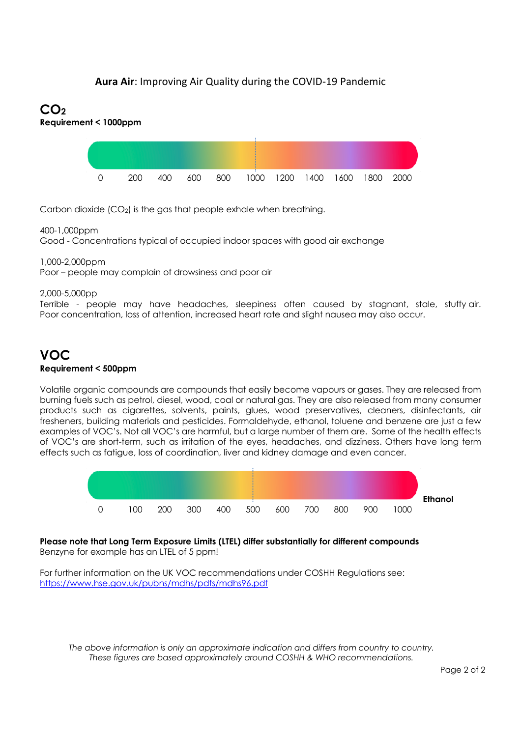**Aura Air**: Improving Air Quality during the COVID-19 Pandemic

# $CO_2$

**Requirement < 1000ppm**

0 200 400 600 800 1000 1200 1400 1600 1800 2000

Carbon dioxide ($CO_2$) is the gas that people exhale when breathing.

400-1,000ppm
Good - Concentrations typical of occupied indoor spaces with good air exchange

1,000-2,000ppm
Poor – people may complain of drowsiness and poor air

2,000-5,000pp
Terrible - people may have headaches, sleepiness often caused by stagnant, stale, stuffy air. Poor concentration, loss of attention, increased heart rate and slight nausea may also occur.

# VOC

**Requirement < 500ppm**

Volatile organic compounds are compounds that easily become vapours or gases. They are released from burning fuels such as petrol, diesel, wood, coal or natural gas. They are also released from many consumer products such as cigarettes, solvents, paints, glues, wood preservatives, cleaners, disinfectants, air fresheners, building materials and pesticides. Formaldehyde, ethanol, toluene and benzene are just a few examples of VOC's. Not all VOC's are harmful, but a large number of them are. Some of the health effects of VOC's are short-term, such as irritation of the eyes, headaches, and dizziness. Others have long term effects such as fatigue, loss of coordination, liver and kidney damage and even cancer.

0 100 200 300 400 500 600 700 800 900 1000

**Ethanol**

**Please note that Long Term Exposure Limits (LTEL) differ substantially for different compounds**
Benzyne for example has an LTEL of 5 ppm!

For further information on the UK VOC recommendations under COSHH Regulations see:
https://www.hse.gov.uk/pubns/mdhs/pdfs/mdhs96.pdf

*The above information is only an approximate indication and differs from country to country.*
*These figures are based approximately around COSHH & WHO recommendations.*